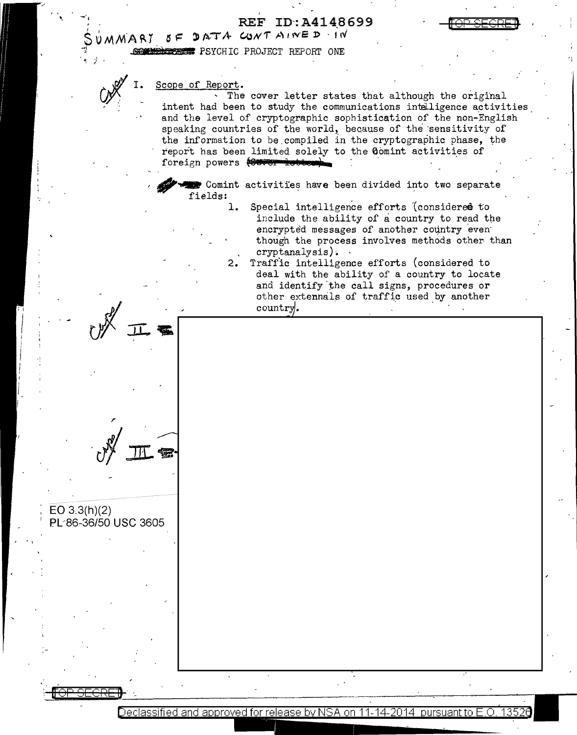SUMMARY OF DATA CONTAINED IN

PSYCHIC PROJECT REPORT ONE

I. Scope of Report.

The cover letter states that although the original intent had been to study the communications intelligence activities and the level of cryptographic sophistication of the non-English speaking countries of the world, because of the sensitivity of the information to be compiled in the cryptographic phase, the report has been limited solely to the Comint activities of foreign powers.

Comint activities have been divided into two separate fields:

1. Special intelligence efforts (considered to include the ability of a country to read the encrypted messages of another country even though the process involves methods other than cryptanalysis).
2. Traffic intelligence efforts (considered to deal with the ability of a country to locate and identify the call signs, procedures or other externals of traffic used by another country).

II.

III.

EO 3.3(h)(2)
PL 86-36/50 USC 3605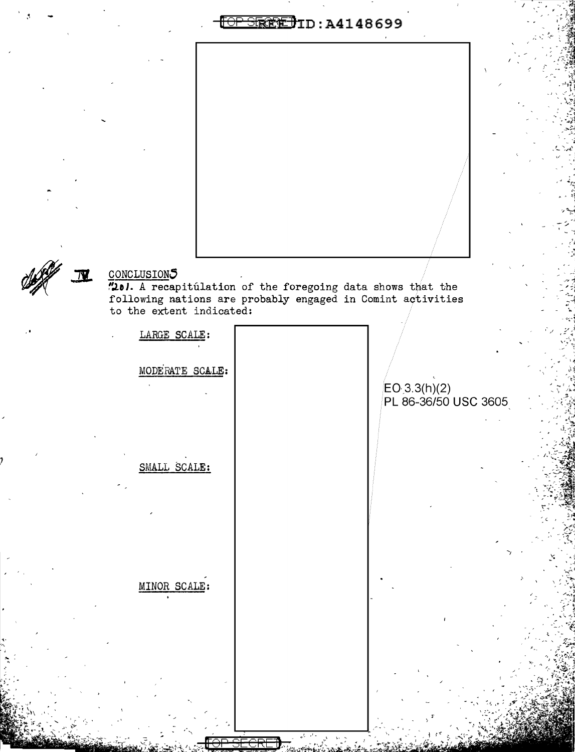## IV CONCLUSIONS

"201. A recapitulation of the foregoing data shows that the following nations are probably engaged in Comint activities to the extent indicated:

LARGE SCALE:

MODERATE SCALE:

EO 3.3(h)(2)
PL 86-36/50 USC 3605

SMALL SCALE:

MINOR SCALE: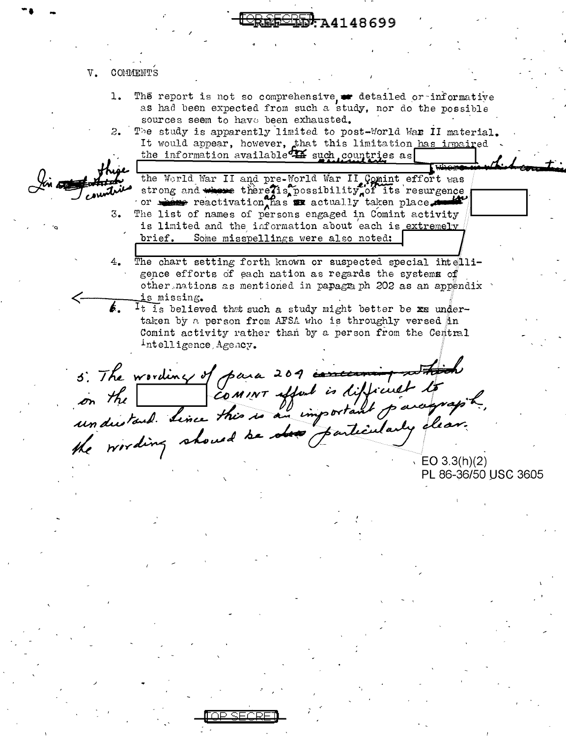REF ID: A4148699

## V. COMMENTS

1. The report is not so comprehensive, detailed or informative as had been expected from such a study, nor do the possible sources seem to have been exhausted.
2. The study is apparently limited to post-World War II material. It would appear, however, that this limitation has impaired the information available for such countries as [REDACTED] In these countries the World War II and pre-World War II Comint effort was strong and there is a possibility either of its resurgence or reactivation has actually taken place. [REDACTED]
3. The list of names of persons engaged in Comint activity is limited and the information about each is extremely brief. Some misspellings were also noted: [REDACTED]
4. The chart setting forth known or suspected special intelligence efforts of each nation as regards the systems of other nations as mentioned in paragraph 202 as an appendix is missing.
6. It is believed that such a study might better be undertaken by a person from AFSA who is throughly versed in Comint activity rather than by a person from the Central Intelligence Agency.

5. The wording of para 204 on the [REDACTED] COMINT effort is difficult to understand. Since this is an important paragraph, the wording should be particularly clear.

EO 3.3(h)(2)
PL 86-36/50 USC 3605

TOP SECRET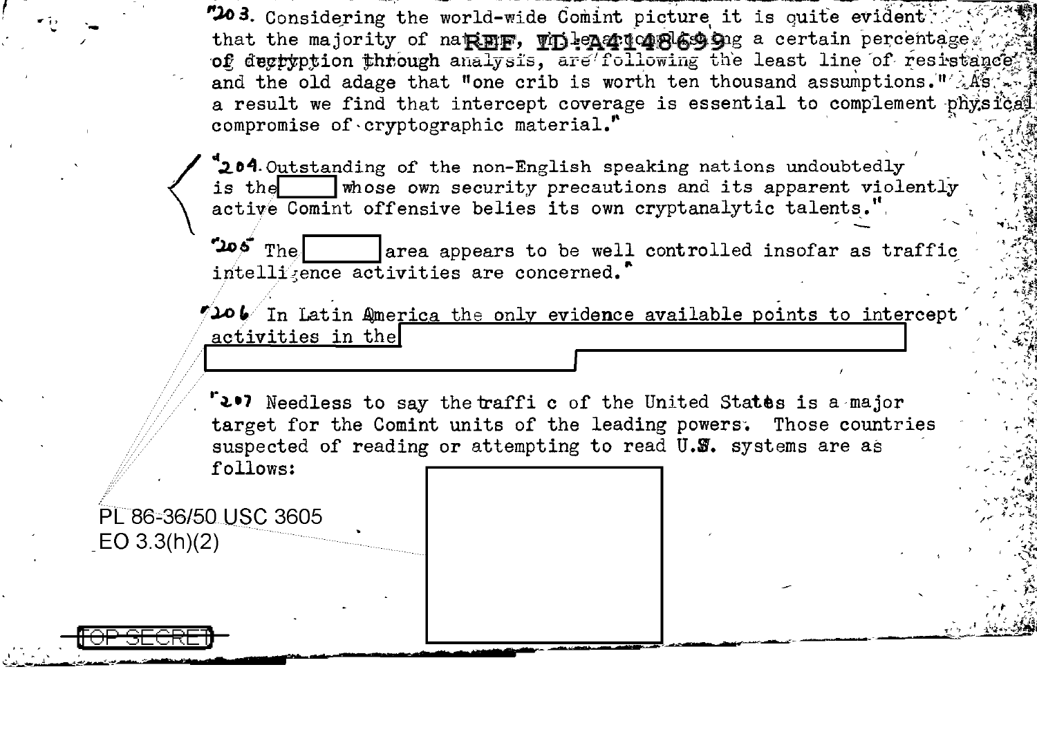"203. Considering the world-wide Comint picture it is quite evident that the majority of nations, while accomplishing a certain percentage of decryption through analysis, are following the least line of resistance and the old adage that "one crib is worth ten thousand assumptions." As a result we find that intercept coverage is essential to complement physical compromise of cryptographic material."

"204. Outstanding of the non-English speaking nations undoubtedly is the [ ] whose own security precautions and its apparent violently active Comint offensive belies its own cryptanalytic talents."

"205 The [ ] area appears to be well controlled insofar as traffic intelligence activities are concerned."

"206 In Latin America the only evidence available points to intercept activities in the [ ]

"207 Needless to say the traffic of the United States is a major target for the Comint units of the leading powers. Those countries suspected of reading or attempting to read U.S. systems are as follows: [ ]

PL 86-36/50 USC 3605
EO 3.3(h)(2)

TOP SECRET